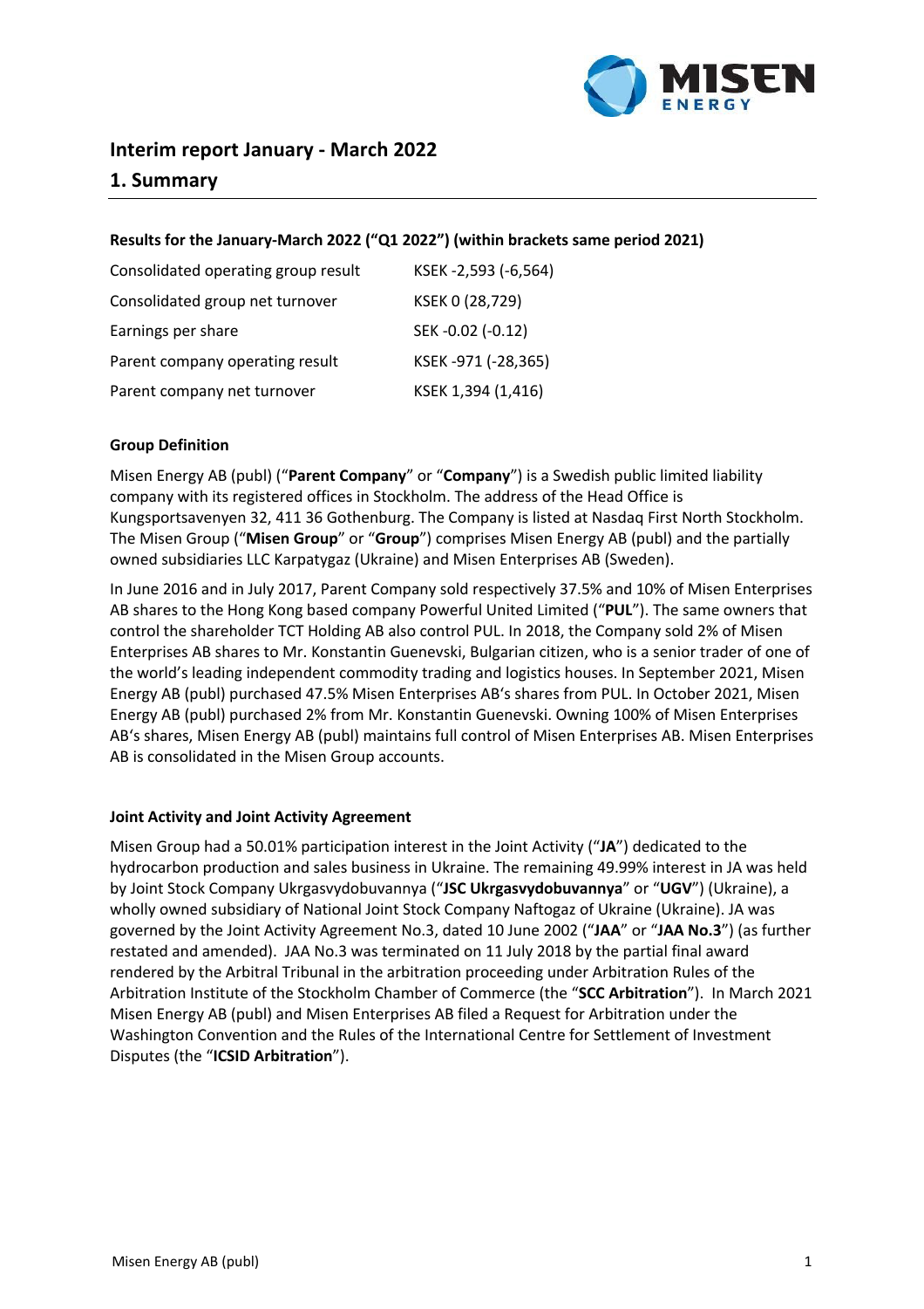# Interim report January - March 2022

## 1. Summary

**Results for the January-March 2022 ("Q1 2022") (within brackets same period 2021)**

| | |
|---|---|
| Consolidated operating group result | KSEK -2,593 (-6,564) |
| Consolidated group net turnover | KSEK 0 (28,729) |
| Earnings per share | SEK -0.02 (-0.12) |
| Parent company operating result | KSEK -971 (-28,365) |
| Parent company net turnover | KSEK 1,394 (1,416) |

**Group Definition**

Misen Energy AB (publ) ("**Parent Company**" or "**Company**") is a Swedish public limited liability company with its registered offices in Stockholm. The address of the Head Office is Kungsportsavenyen 32, 411 36 Gothenburg. The Company is listed at Nasdaq First North Stockholm. The Misen Group ("**Misen Group**" or "**Group**") comprises Misen Energy AB (publ) and the partially owned subsidiaries LLC Karpatygaz (Ukraine) and Misen Enterprises AB (Sweden).

In June 2016 and in July 2017, Parent Company sold respectively 37.5% and 10% of Misen Enterprises AB shares to the Hong Kong based company Powerful United Limited ("**PUL**"). The same owners that control the shareholder TCT Holding AB also control PUL. In 2018, the Company sold 2% of Misen Enterprises AB shares to Mr. Konstantin Guenevski, Bulgarian citizen, who is a senior trader of one of the world's leading independent commodity trading and logistics houses. In September 2021, Misen Energy AB (publ) purchased 47.5% Misen Enterprises AB's shares from PUL. In October 2021, Misen Energy AB (publ) purchased 2% from Mr. Konstantin Guenevski. Owning 100% of Misen Enterprises AB's shares, Misen Energy AB (publ) maintains full control of Misen Enterprises AB. Misen Enterprises AB is consolidated in the Misen Group accounts.

**Joint Activity and Joint Activity Agreement**

Misen Group had a 50.01% participation interest in the Joint Activity ("**JA**") dedicated to the hydrocarbon production and sales business in Ukraine. The remaining 49.99% interest in JA was held by Joint Stock Company Ukrgasvydobuvannya ("**JSC Ukrgasvydobuvannya**" or "**UGV**") (Ukraine), a wholly owned subsidiary of National Joint Stock Company Naftogaz of Ukraine (Ukraine). JA was governed by the Joint Activity Agreement No.3, dated 10 June 2002 ("**JAA**" or "**JAA No.3**") (as further restated and amended). JAA No.3 was terminated on 11 July 2018 by the partial final award rendered by the Arbitral Tribunal in the arbitration proceeding under Arbitration Rules of the Arbitration Institute of the Stockholm Chamber of Commerce (the "**SCC Arbitration**"). In March 2021 Misen Energy AB (publ) and Misen Enterprises AB filed a Request for Arbitration under the Washington Convention and the Rules of the International Centre for Settlement of Investment Disputes (the "**ICSID Arbitration**").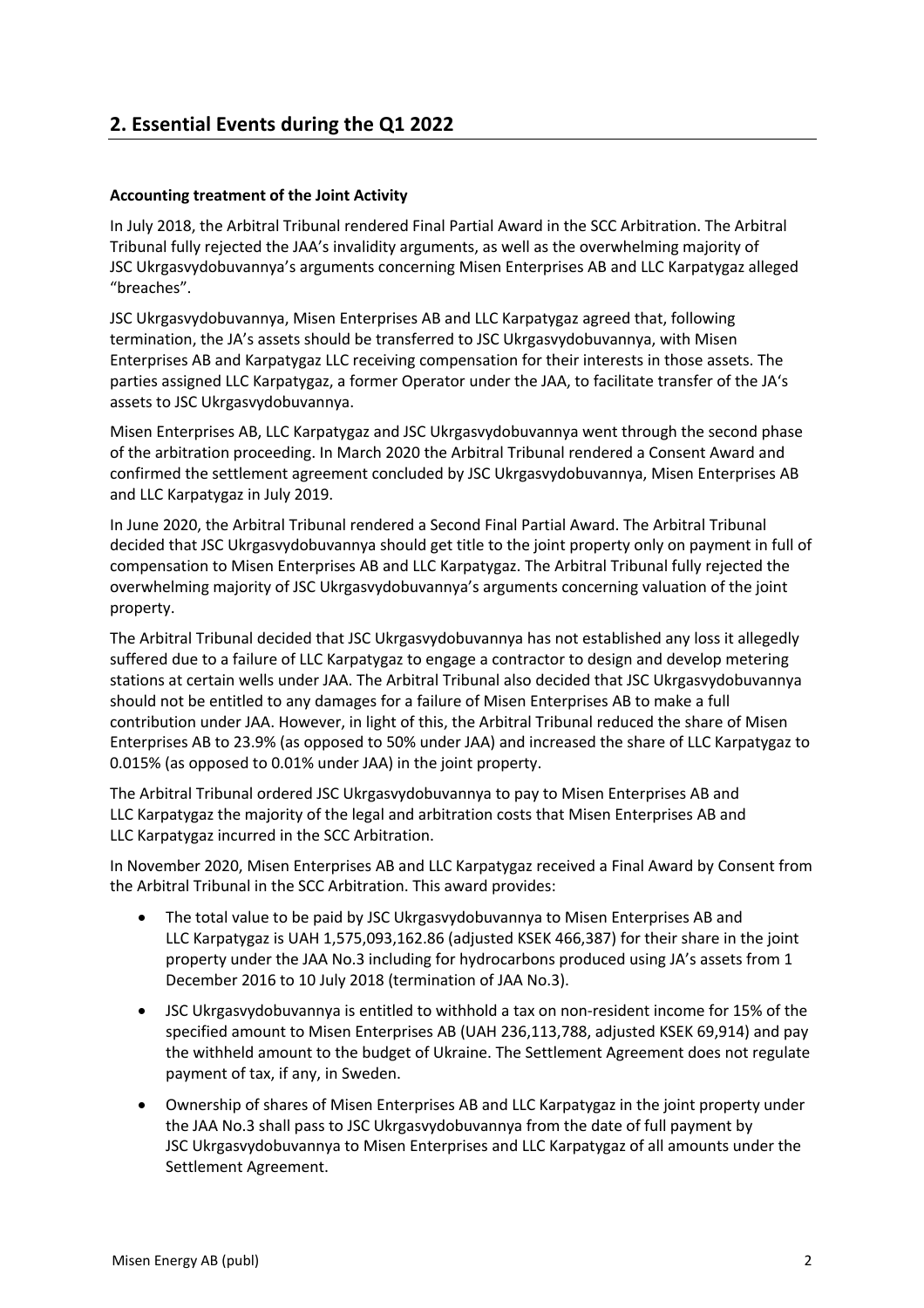## 2. Essential Events during the Q1 2022

**Accounting treatment of the Joint Activity**

In July 2018, the Arbitral Tribunal rendered Final Partial Award in the SCC Arbitration. The Arbitral Tribunal fully rejected the JAA's invalidity arguments, as well as the overwhelming majority of JSC Ukrgasvydobuvannya's arguments concerning Misen Enterprises AB and LLC Karpatygaz alleged "breaches".

JSC Ukrgasvydobuvannya, Misen Enterprises AB and LLC Karpatygaz agreed that, following termination, the JA's assets should be transferred to JSC Ukrgasvydobuvannya, with Misen Enterprises AB and Karpatygaz LLC receiving compensation for their interests in those assets. The parties assigned LLC Karpatygaz, a former Operator under the JAA, to facilitate transfer of the JA's assets to JSC Ukrgasvydobuvannya.

Misen Enterprises AB, LLC Karpatygaz and JSC Ukrgasvydobuvannya went through the second phase of the arbitration proceeding. In March 2020 the Arbitral Tribunal rendered a Consent Award and confirmed the settlement agreement concluded by JSC Ukrgasvydobuvannya, Misen Enterprises AB and LLC Karpatygaz in July 2019.

In June 2020, the Arbitral Tribunal rendered a Second Final Partial Award. The Arbitral Tribunal decided that JSC Ukrgasvydobuvannya should get title to the joint property only on payment in full of compensation to Misen Enterprises AB and LLC Karpatygaz. The Arbitral Tribunal fully rejected the overwhelming majority of JSC Ukrgasvydobuvannya's arguments concerning valuation of the joint property.

The Arbitral Tribunal decided that JSC Ukrgasvydobuvannya has not established any loss it allegedly suffered due to a failure of LLC Karpatygaz to engage a contractor to design and develop metering stations at certain wells under JAA. The Arbitral Tribunal also decided that JSC Ukrgasvydobuvannya should not be entitled to any damages for a failure of Misen Enterprises AB to make a full contribution under JAA. However, in light of this, the Arbitral Tribunal reduced the share of Misen Enterprises AB to 23.9% (as opposed to 50% under JAA) and increased the share of LLC Karpatygaz to 0.015% (as opposed to 0.01% under JAA) in the joint property.

The Arbitral Tribunal ordered JSC Ukrgasvydobuvannya to pay to Misen Enterprises AB and LLC Karpatygaz the majority of the legal and arbitration costs that Misen Enterprises AB and LLC Karpatygaz incurred in the SCC Arbitration.

In November 2020, Misen Enterprises AB and LLC Karpatygaz received a Final Award by Consent from the Arbitral Tribunal in the SCC Arbitration. This award provides:

- The total value to be paid by JSC Ukrgasvydobuvannya to Misen Enterprises AB and LLC Karpatygaz is UAH 1,575,093,162.86 (adjusted KSEK 466,387) for their share in the joint property under the JAA No.3 including for hydrocarbons produced using JA's assets from 1 December 2016 to 10 July 2018 (termination of JAA No.3).
- JSC Ukrgasvydobuvannya is entitled to withhold a tax on non-resident income for 15% of the specified amount to Misen Enterprises AB (UAH 236,113,788, adjusted KSEK 69,914) and pay the withheld amount to the budget of Ukraine. The Settlement Agreement does not regulate payment of tax, if any, in Sweden.
- Ownership of shares of Misen Enterprises AB and LLC Karpatygaz in the joint property under the JAA No.3 shall pass to JSC Ukrgasvydobuvannya from the date of full payment by JSC Ukrgasvydobuvannya to Misen Enterprises and LLC Karpatygaz of all amounts under the Settlement Agreement.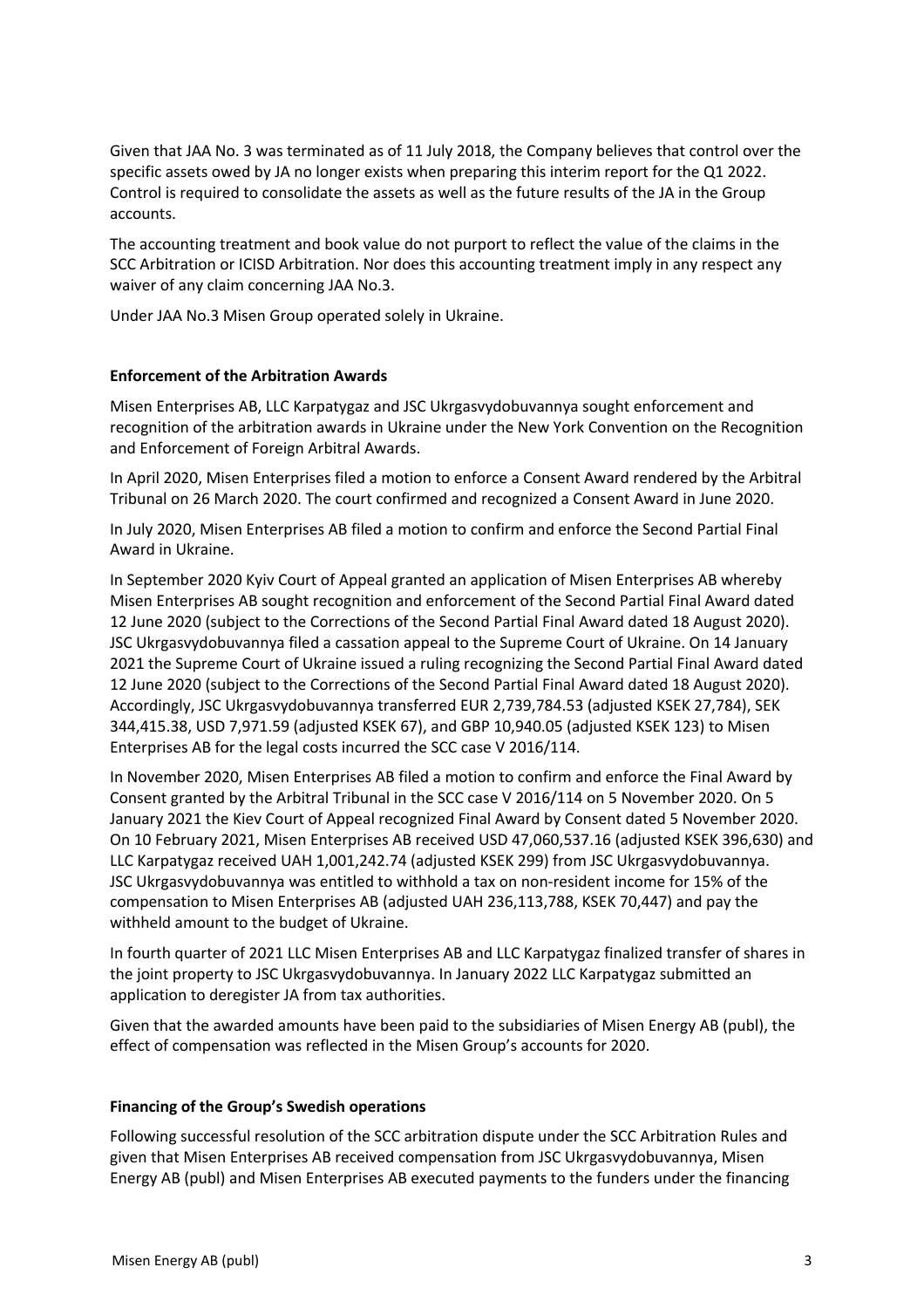Given that JAA No. 3 was terminated as of 11 July 2018, the Company believes that control over the specific assets owed by JA no longer exists when preparing this interim report for the Q1 2022. Control is required to consolidate the assets as well as the future results of the JA in the Group accounts.

The accounting treatment and book value do not purport to reflect the value of the claims in the SCC Arbitration or ICISD Arbitration. Nor does this accounting treatment imply in any respect any waiver of any claim concerning JAA No.3.

Under JAA No.3 Misen Group operated solely in Ukraine.

**Enforcement of the Arbitration Awards**

Misen Enterprises AB, LLC Karpatygaz and JSC Ukrgasvydobuvannya sought enforcement and recognition of the arbitration awards in Ukraine under the New York Convention on the Recognition and Enforcement of Foreign Arbitral Awards.

In April 2020, Misen Enterprises filed a motion to enforce a Consent Award rendered by the Arbitral Tribunal on 26 March 2020. The court confirmed and recognized a Consent Award in June 2020.

In July 2020, Misen Enterprises AB filed a motion to confirm and enforce the Second Partial Final Award in Ukraine.

In September 2020 Kyiv Court of Appeal granted an application of Misen Enterprises AB whereby Misen Enterprises AB sought recognition and enforcement of the Second Partial Final Award dated 12 June 2020 (subject to the Corrections of the Second Partial Final Award dated 18 August 2020). JSC Ukrgasvydobuvannya filed a cassation appeal to the Supreme Court of Ukraine. On 14 January 2021 the Supreme Court of Ukraine issued a ruling recognizing the Second Partial Final Award dated 12 June 2020 (subject to the Corrections of the Second Partial Final Award dated 18 August 2020). Accordingly, JSC Ukrgasvydobuvannya transferred EUR 2,739,784.53 (adjusted KSEK 27,784), SEK 344,415.38, USD 7,971.59 (adjusted KSEK 67), and GBP 10,940.05 (adjusted KSEK 123) to Misen Enterprises AB for the legal costs incurred the SCC case V 2016/114.

In November 2020, Misen Enterprises AB filed a motion to confirm and enforce the Final Award by Consent granted by the Arbitral Tribunal in the SCC case V 2016/114 on 5 November 2020. On 5 January 2021 the Kiev Court of Appeal recognized Final Award by Consent dated 5 November 2020. On 10 February 2021, Misen Enterprises AB received USD 47,060,537.16 (adjusted KSEK 396,630) and LLC Karpatygaz received UAH 1,001,242.74 (adjusted KSEK 299) from JSC Ukrgasvydobuvannya. JSC Ukrgasvydobuvannya was entitled to withhold a tax on non-resident income for 15% of the compensation to Misen Enterprises AB (adjusted UAH 236,113,788, KSEK 70,447) and pay the withheld amount to the budget of Ukraine.

In fourth quarter of 2021 LLC Misen Enterprises AB and LLC Karpatygaz finalized transfer of shares in the joint property to JSC Ukrgasvydobuvannya. In January 2022 LLC Karpatygaz submitted an application to deregister JA from tax authorities.

Given that the awarded amounts have been paid to the subsidiaries of Misen Energy AB (publ), the effect of compensation was reflected in the Misen Group's accounts for 2020.

**Financing of the Group's Swedish operations**

Following successful resolution of the SCC arbitration dispute under the SCC Arbitration Rules and given that Misen Enterprises AB received compensation from JSC Ukrgasvydobuvannya, Misen Energy AB (publ) and Misen Enterprises AB executed payments to the funders under the financing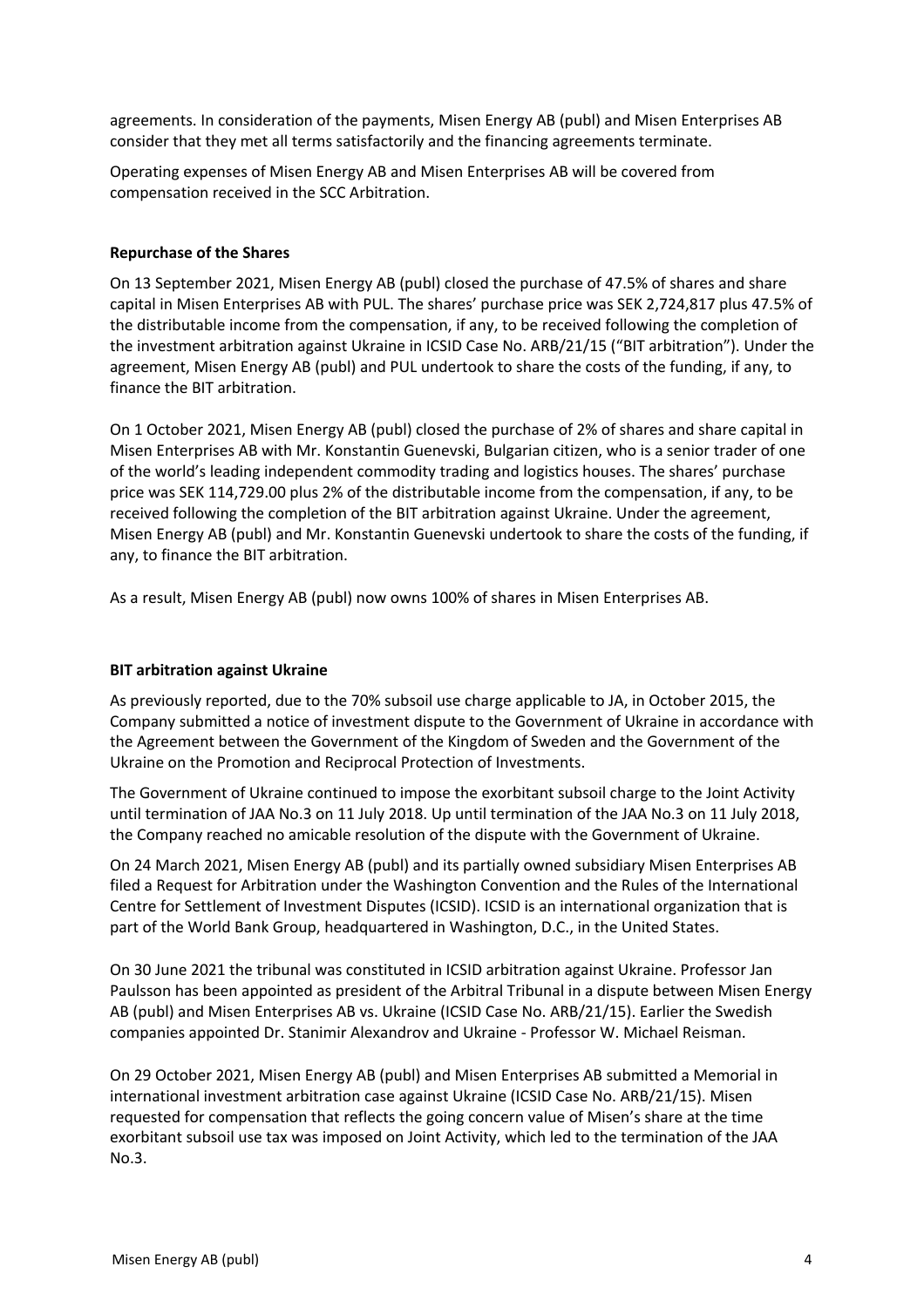agreements. In consideration of the payments, Misen Energy AB (publ) and Misen Enterprises AB consider that they met all terms satisfactorily and the financing agreements terminate.

Operating expenses of Misen Energy AB and Misen Enterprises AB will be covered from compensation received in the SCC Arbitration.

**Repurchase of the Shares**

On 13 September 2021, Misen Energy AB (publ) closed the purchase of 47.5% of shares and share capital in Misen Enterprises AB with PUL. The shares' purchase price was SEK 2,724,817 plus 47.5% of the distributable income from the compensation, if any, to be received following the completion of the investment arbitration against Ukraine in ICSID Case No. ARB/21/15 ("BIT arbitration"). Under the agreement, Misen Energy AB (publ) and PUL undertook to share the costs of the funding, if any, to finance the BIT arbitration.

On 1 October 2021, Misen Energy AB (publ) closed the purchase of 2% of shares and share capital in Misen Enterprises AB with Mr. Konstantin Guenevski, Bulgarian citizen, who is a senior trader of one of the world's leading independent commodity trading and logistics houses. The shares' purchase price was SEK 114,729.00 plus 2% of the distributable income from the compensation, if any, to be received following the completion of the BIT arbitration against Ukraine. Under the agreement, Misen Energy AB (publ) and Mr. Konstantin Guenevski undertook to share the costs of the funding, if any, to finance the BIT arbitration.

As a result, Misen Energy AB (publ) now owns 100% of shares in Misen Enterprises AB.

**BIT arbitration against Ukraine**

As previously reported, due to the 70% subsoil use charge applicable to JA, in October 2015, the Company submitted a notice of investment dispute to the Government of Ukraine in accordance with the Agreement between the Government of the Kingdom of Sweden and the Government of the Ukraine on the Promotion and Reciprocal Protection of Investments.

The Government of Ukraine continued to impose the exorbitant subsoil charge to the Joint Activity until termination of JAA No.3 on 11 July 2018. Up until termination of the JAA No.3 on 11 July 2018, the Company reached no amicable resolution of the dispute with the Government of Ukraine.

On 24 March 2021, Misen Energy AB (publ) and its partially owned subsidiary Misen Enterprises AB filed a Request for Arbitration under the Washington Convention and the Rules of the International Centre for Settlement of Investment Disputes (ICSID). ICSID is an international organization that is part of the World Bank Group, headquartered in Washington, D.C., in the United States.

On 30 June 2021 the tribunal was constituted in ICSID arbitration against Ukraine. Professor Jan Paulsson has been appointed as president of the Arbitral Tribunal in a dispute between Misen Energy AB (publ) and Misen Enterprises AB vs. Ukraine (ICSID Case No. ARB/21/15). Earlier the Swedish companies appointed Dr. Stanimir Alexandrov and Ukraine - Professor W. Michael Reisman.

On 29 October 2021, Misen Energy AB (publ) and Misen Enterprises AB submitted a Memorial in international investment arbitration case against Ukraine (ICSID Case No. ARB/21/15). Misen requested for compensation that reflects the going concern value of Misen's share at the time exorbitant subsoil use tax was imposed on Joint Activity, which led to the termination of the JAA No.3.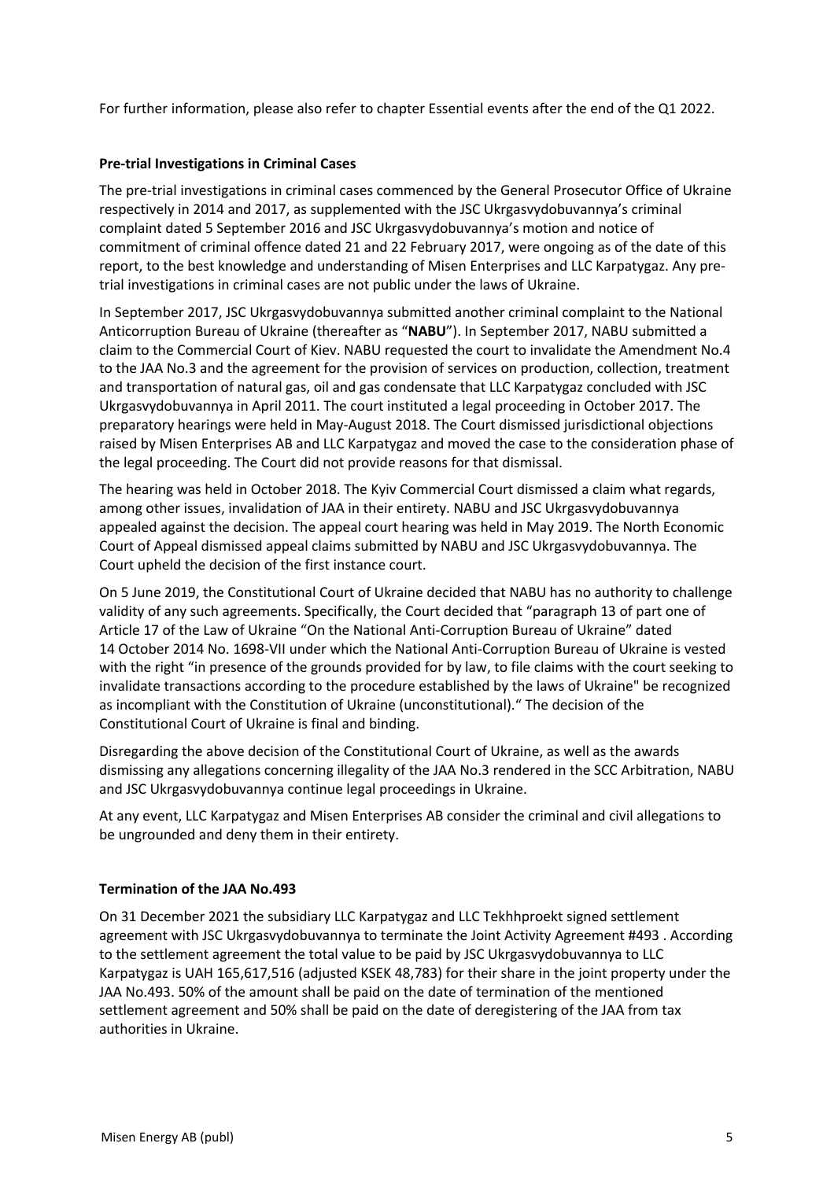For further information, please also refer to chapter Essential events after the end of the Q1 2022.

### Pre-trial Investigations in Criminal Cases

The pre-trial investigations in criminal cases commenced by the General Prosecutor Office of Ukraine respectively in 2014 and 2017, as supplemented with the JSC Ukrgasvydobuvannya's criminal complaint dated 5 September 2016 and JSC Ukrgasvydobuvannya's motion and notice of commitment of criminal offence dated 21 and 22 February 2017, were ongoing as of the date of this report, to the best knowledge and understanding of Misen Enterprises and LLC Karpatygaz. Any pre-trial investigations in criminal cases are not public under the laws of Ukraine.

In September 2017, JSC Ukrgasvydobuvannya submitted another criminal complaint to the National Anticorruption Bureau of Ukraine (thereafter as "**NABU**"). In September 2017, NABU submitted a claim to the Commercial Court of Kiev. NABU requested the court to invalidate the Amendment No.4 to the JAA No.3 and the agreement for the provision of services on production, collection, treatment and transportation of natural gas, oil and gas condensate that LLC Karpatygaz concluded with JSC Ukrgasvydobuvannya in April 2011. The court instituted a legal proceeding in October 2017. The preparatory hearings were held in May-August 2018. The Court dismissed jurisdictional objections raised by Misen Enterprises AB and LLC Karpatygaz and moved the case to the consideration phase of the legal proceeding. The Court did not provide reasons for that dismissal.

The hearing was held in October 2018. The Kyiv Commercial Court dismissed a claim what regards, among other issues, invalidation of JAA in their entirety. NABU and JSC Ukrgasvydobuvannya appealed against the decision. The appeal court hearing was held in May 2019. The North Economic Court of Appeal dismissed appeal claims submitted by NABU and JSC Ukrgasvydobuvannya. The Court upheld the decision of the first instance court.

On 5 June 2019, the Constitutional Court of Ukraine decided that NABU has no authority to challenge validity of any such agreements. Specifically, the Court decided that "paragraph 13 of part one of Article 17 of the Law of Ukraine "On the National Anti-Corruption Bureau of Ukraine" dated 14 October 2014 No. 1698-VII under which the National Anti-Corruption Bureau of Ukraine is vested with the right "in presence of the grounds provided for by law, to file claims with the court seeking to invalidate transactions according to the procedure established by the laws of Ukraine" be recognized as incompliant with the Constitution of Ukraine (unconstitutional)." The decision of the Constitutional Court of Ukraine is final and binding.

Disregarding the above decision of the Constitutional Court of Ukraine, as well as the awards dismissing any allegations concerning illegality of the JAA No.3 rendered in the SCC Arbitration, NABU and JSC Ukrgasvydobuvannya continue legal proceedings in Ukraine.

At any event, LLC Karpatygaz and Misen Enterprises AB consider the criminal and civil allegations to be ungrounded and deny them in their entirety.

### Termination of the JAA No.493

On 31 December 2021 the subsidiary LLC Karpatygaz and LLC Tekhhproekt signed settlement agreement with JSC Ukrgasvydobuvannya to terminate the Joint Activity Agreement #493 . According to the settlement agreement the total value to be paid by JSC Ukrgasvydobuvannya to LLC Karpatygaz is UAH 165,617,516 (adjusted KSEK 48,783) for their share in the joint property under the JAA No.493. 50% of the amount shall be paid on the date of termination of the mentioned settlement agreement and 50% shall be paid on the date of deregistering of the JAA from tax authorities in Ukraine.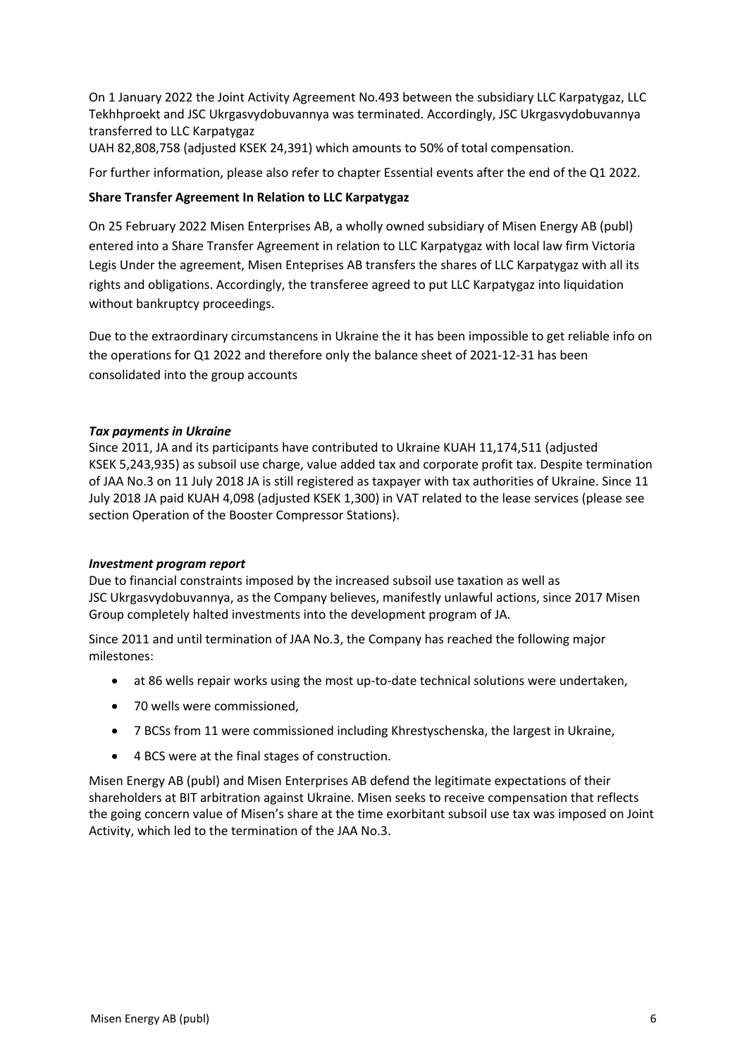On 1 January 2022 the Joint Activity Agreement No.493 between the subsidiary LLC Karpatygaz, LLC Tekhhproekt and JSC Ukrgasvydobuvannya was terminated. Accordingly, JSC Ukrgasvydobuvannya transferred to LLC Karpatygaz

UAH 82,808,758 (adjusted KSEK 24,391) which amounts to 50% of total compensation.

For further information, please also refer to chapter Essential events after the end of the Q1 2022.

**Share Transfer Agreement In Relation to LLC Karpatygaz**

On 25 February 2022 Misen Enterprises AB, a wholly owned subsidiary of Misen Energy AB (publ) entered into a Share Transfer Agreement in relation to LLC Karpatygaz with local law firm Victoria Legis Under the agreement, Misen Enteprises AB transfers the shares of LLC Karpatygaz with all its rights and obligations. Accordingly, the transferee agreed to put LLC Karpatygaz into liquidation without bankruptcy proceedings.

Due to the extraordinary circumstancens in Ukraine the it has been impossible to get reliable info on the operations for Q1 2022 and therefore only the balance sheet of 2021-12-31 has been consolidated into the group accounts

***Tax payments in Ukraine***

Since 2011, JA and its participants have contributed to Ukraine KUAH 11,174,511 (adjusted KSEK 5,243,935) as subsoil use charge, value added tax and corporate profit tax. Despite termination of JAA No.3 on 11 July 2018 JA is still registered as taxpayer with tax authorities of Ukraine. Since 11 July 2018 JA paid KUAH 4,098 (adjusted KSEK 1,300) in VAT related to the lease services (please see section Operation of the Booster Compressor Stations).

***Investment program report***

Due to financial constraints imposed by the increased subsoil use taxation as well as JSC Ukrgasvydobuvannya, as the Company believes, manifestly unlawful actions, since 2017 Misen Group completely halted investments into the development program of JA.

Since 2011 and until termination of JAA No.3, the Company has reached the following major milestones:

- at 86 wells repair works using the most up-to-date technical solutions were undertaken,
- 70 wells were commissioned,
- 7 BCSs from 11 were commissioned including Khrestyschenska, the largest in Ukraine,
- 4 BCS were at the final stages of construction.

Misen Energy AB (publ) and Misen Enterprises AB defend the legitimate expectations of their shareholders at BIT arbitration against Ukraine. Misen seeks to receive compensation that reflects the going concern value of Misen's share at the time exorbitant subsoil use tax was imposed on Joint Activity, which led to the termination of the JAA No.3.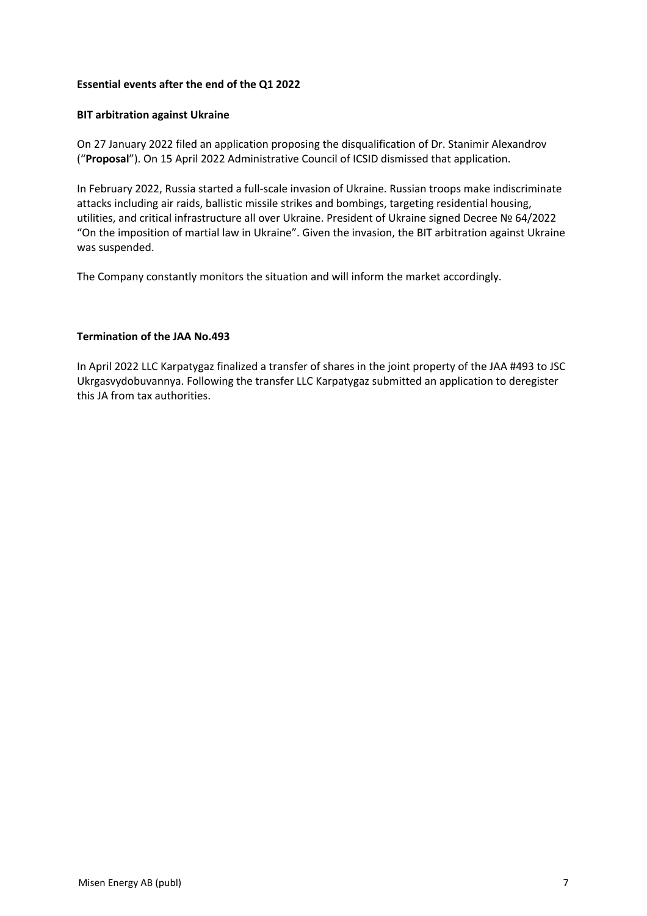**Essential events after the end of the Q1 2022**

**BIT arbitration against Ukraine**

On 27 January 2022 filed an application proposing the disqualification of Dr. Stanimir Alexandrov ("**Proposal**"). On 15 April 2022 Administrative Council of ICSID dismissed that application.

In February 2022, Russia started a full-scale invasion of Ukraine. Russian troops make indiscriminate attacks including air raids, ballistic missile strikes and bombings, targeting residential housing, utilities, and critical infrastructure all over Ukraine. President of Ukraine signed Decree № 64/2022 "On the imposition of martial law in Ukraine". Given the invasion, the BIT arbitration against Ukraine was suspended.

The Company constantly monitors the situation and will inform the market accordingly.

**Termination of the JAA No.493**

In April 2022 LLC Karpatygaz finalized a transfer of shares in the joint property of the JAA #493 to JSC Ukrgasvydobuvannya. Following the transfer LLC Karpatygaz submitted an application to deregister this JA from tax authorities.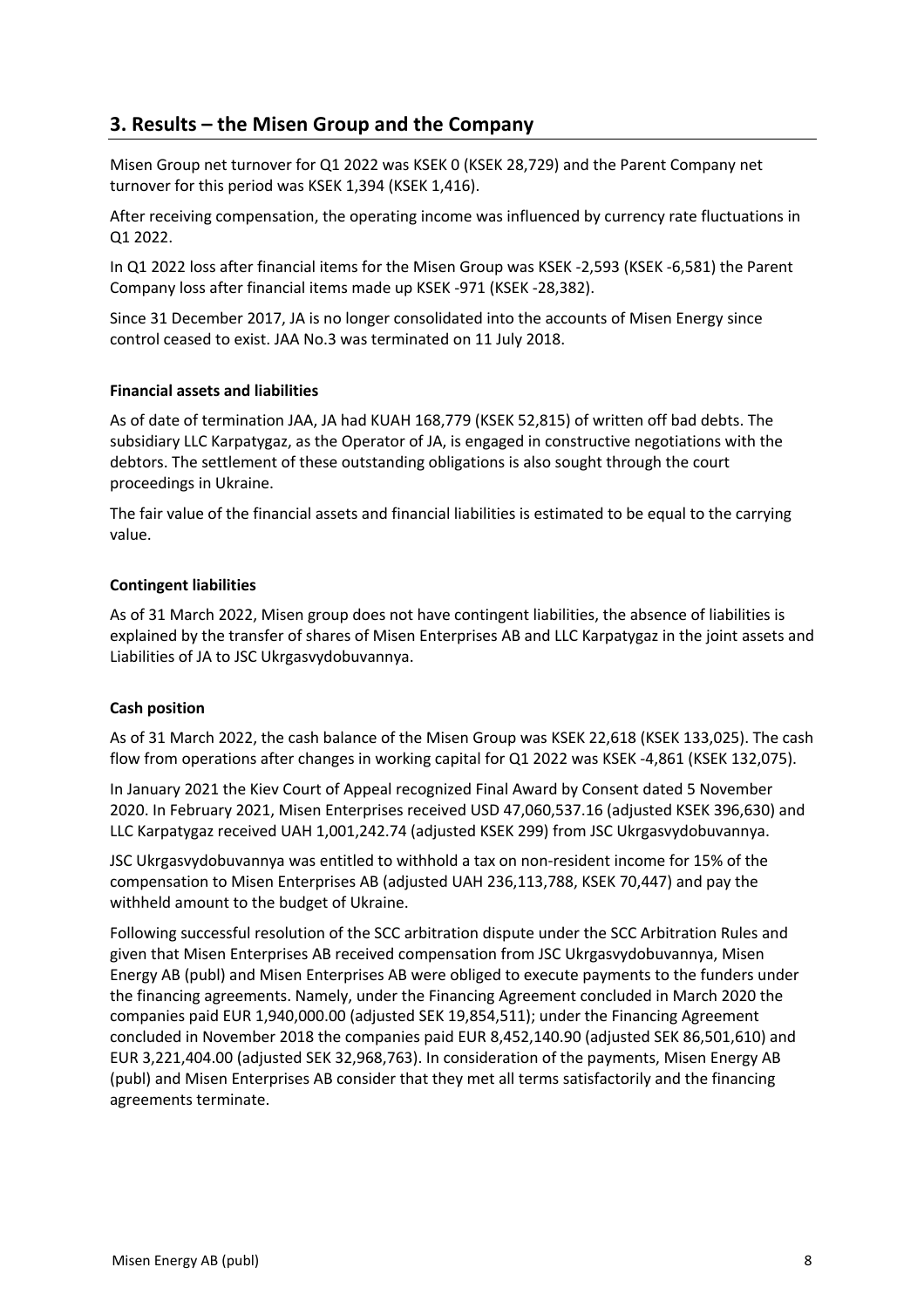## 3. Results – the Misen Group and the Company

Misen Group net turnover for Q1 2022 was KSEK 0 (KSEK 28,729) and the Parent Company net turnover for this period was KSEK 1,394 (KSEK 1,416).

After receiving compensation, the operating income was influenced by currency rate fluctuations in Q1 2022.

In Q1 2022 loss after financial items for the Misen Group was KSEK -2,593 (KSEK -6,581) the Parent Company loss after financial items made up KSEK -971 (KSEK -28,382).

Since 31 December 2017, JA is no longer consolidated into the accounts of Misen Energy since control ceased to exist. JAA No.3 was terminated on 11 July 2018.

**Financial assets and liabilities**

As of date of termination JAA, JA had KUAH 168,779 (KSEK 52,815) of written off bad debts. The subsidiary LLC Karpatygaz, as the Operator of JA, is engaged in constructive negotiations with the debtors. The settlement of these outstanding obligations is also sought through the court proceedings in Ukraine.

The fair value of the financial assets and financial liabilities is estimated to be equal to the carrying value.

**Contingent liabilities**

As of 31 March 2022, Misen group does not have contingent liabilities, the absence of liabilities is explained by the transfer of shares of Misen Enterprises AB and LLC Karpatygaz in the joint assets and Liabilities of JA to JSC Ukrgasvydobuvannya.

**Cash position**

As of 31 March 2022, the cash balance of the Misen Group was KSEK 22,618 (KSEK 133,025). The cash flow from operations after changes in working capital for Q1 2022 was KSEK -4,861 (KSEK 132,075).

In January 2021 the Kiev Court of Appeal recognized Final Award by Consent dated 5 November 2020. In February 2021, Misen Enterprises received USD 47,060,537.16 (adjusted KSEK 396,630) and LLC Karpatygaz received UAH 1,001,242.74 (adjusted KSEK 299) from JSC Ukrgasvydobuvannya.

JSC Ukrgasvydobuvannya was entitled to withhold a tax on non-resident income for 15% of the compensation to Misen Enterprises AB (adjusted UAH 236,113,788, KSEK 70,447) and pay the withheld amount to the budget of Ukraine.

Following successful resolution of the SCC arbitration dispute under the SCC Arbitration Rules and given that Misen Enterprises AB received compensation from JSC Ukrgasvydobuvannya, Misen Energy AB (publ) and Misen Enterprises AB were obliged to execute payments to the funders under the financing agreements. Namely, under the Financing Agreement concluded in March 2020 the companies paid EUR 1,940,000.00 (adjusted SEK 19,854,511); under the Financing Agreement concluded in November 2018 the companies paid EUR 8,452,140.90 (adjusted SEK 86,501,610) and EUR 3,221,404.00 (adjusted SEK 32,968,763). In consideration of the payments, Misen Energy AB (publ) and Misen Enterprises AB consider that they met all terms satisfactorily and the financing agreements terminate.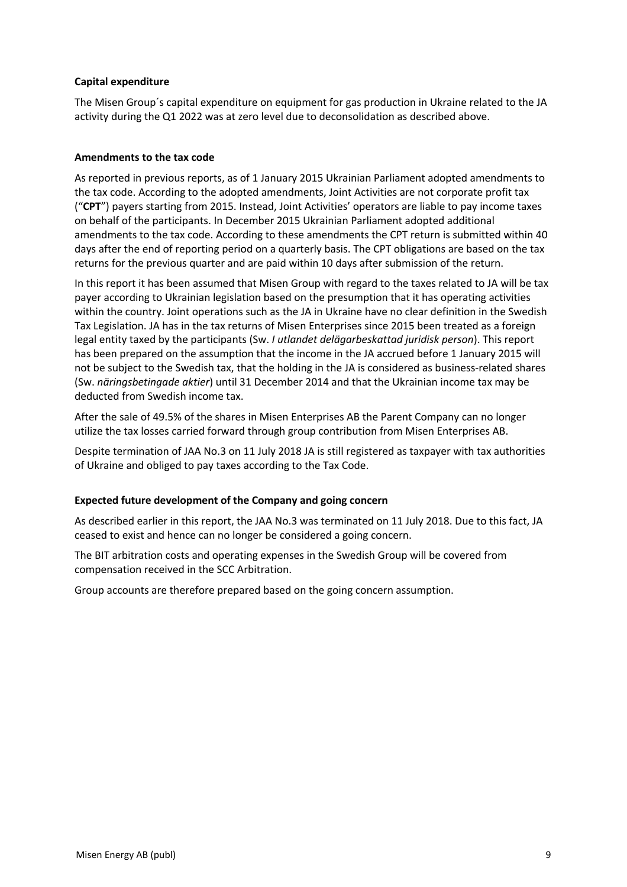**Capital expenditure**

The Misen Group´s capital expenditure on equipment for gas production in Ukraine related to the JA activity during the Q1 2022 was at zero level due to deconsolidation as described above.

**Amendments to the tax code**

As reported in previous reports, as of 1 January 2015 Ukrainian Parliament adopted amendments to the tax code. According to the adopted amendments, Joint Activities are not corporate profit tax ("**CPT**") payers starting from 2015. Instead, Joint Activities' operators are liable to pay income taxes on behalf of the participants. In December 2015 Ukrainian Parliament adopted additional amendments to the tax code. According to these amendments the CPT return is submitted within 40 days after the end of reporting period on a quarterly basis. The CPT obligations are based on the tax returns for the previous quarter and are paid within 10 days after submission of the return.

In this report it has been assumed that Misen Group with regard to the taxes related to JA will be tax payer according to Ukrainian legislation based on the presumption that it has operating activities within the country. Joint operations such as the JA in Ukraine have no clear definition in the Swedish Tax Legislation. JA has in the tax returns of Misen Enterprises since 2015 been treated as a foreign legal entity taxed by the participants (Sw. *I utlandet delägarbeskattad juridisk person*). This report has been prepared on the assumption that the income in the JA accrued before 1 January 2015 will not be subject to the Swedish tax, that the holding in the JA is considered as business-related shares (Sw. *näringsbetingade aktier*) until 31 December 2014 and that the Ukrainian income tax may be deducted from Swedish income tax.

After the sale of 49.5% of the shares in Misen Enterprises AB the Parent Company can no longer utilize the tax losses carried forward through group contribution from Misen Enterprises AB.

Despite termination of JAA No.3 on 11 July 2018 JA is still registered as taxpayer with tax authorities of Ukraine and obliged to pay taxes according to the Tax Code.

**Expected future development of the Company and going concern**

As described earlier in this report, the JAA No.3 was terminated on 11 July 2018. Due to this fact, JA ceased to exist and hence can no longer be considered a going concern.

The BIT arbitration costs and operating expenses in the Swedish Group will be covered from compensation received in the SCC Arbitration.

Group accounts are therefore prepared based on the going concern assumption.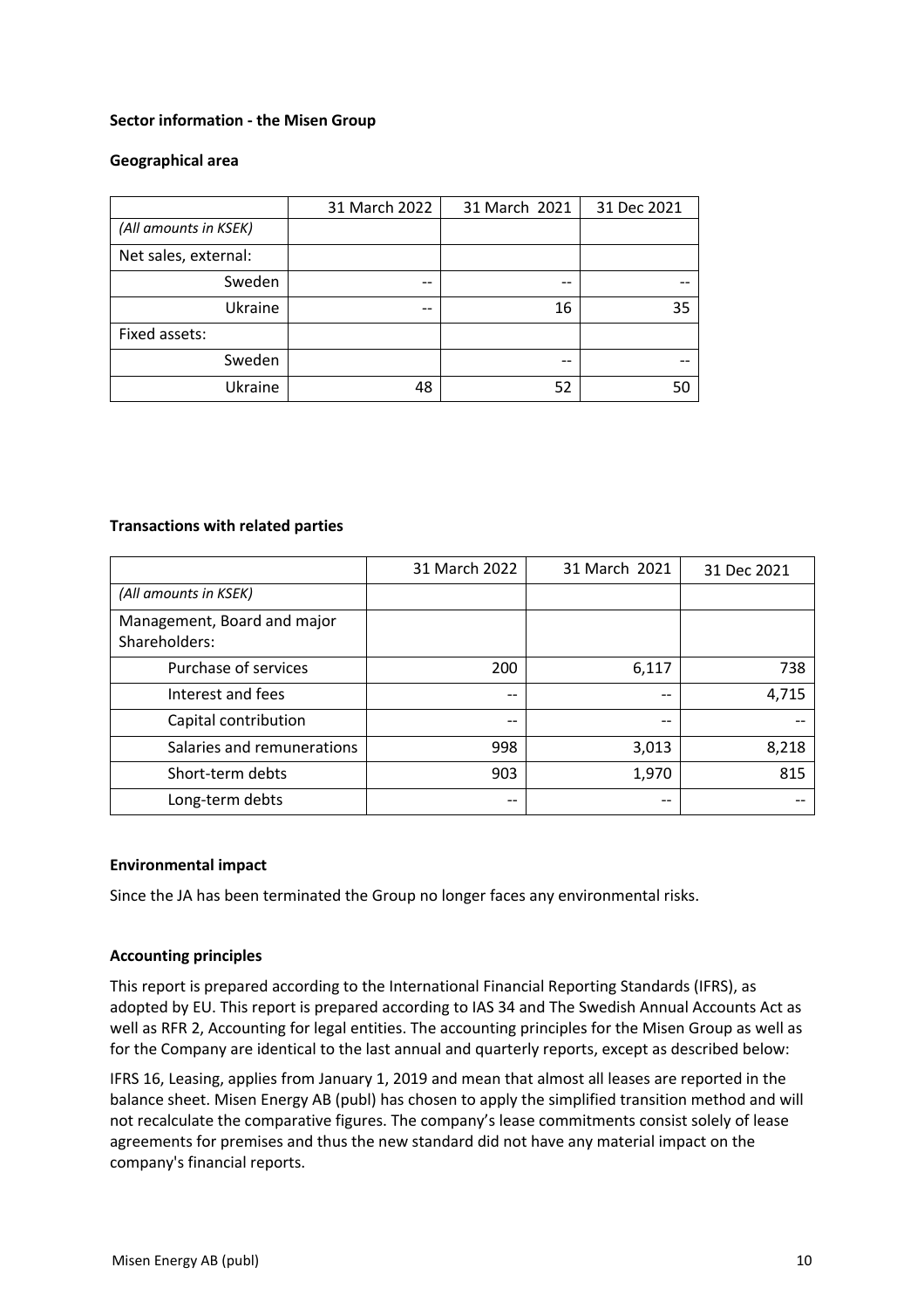**Sector information - the Misen Group**

**Geographical area**

| | 31 March 2022 | 31 March 2021 | 31 Dec 2021 |
|---|---|---|---|
| *(All amounts in KSEK)* | | | |
| Net sales, external: | | | |
| Sweden | -- | -- | -- |
| Ukraine | -- | 16 | 35 |
| Fixed assets: | | | |
| Sweden | | -- | -- |
| Ukraine | 48 | 52 | 50 |

**Transactions with related parties**

| | 31 March 2022 | 31 March 2021 | 31 Dec 2021 |
|---|---|---|---|
| *(All amounts in KSEK)* | | | |
| Management, Board and major Shareholders: | | | |
| Purchase of services | 200 | 6,117 | 738 |
| Interest and fees | -- | -- | 4,715 |
| Capital contribution | -- | -- | -- |
| Salaries and remunerations | 998 | 3,013 | 8,218 |
| Short-term debts | 903 | 1,970 | 815 |
| Long-term debts | -- | -- | -- |

**Environmental impact**

Since the JA has been terminated the Group no longer faces any environmental risks.

**Accounting principles**

This report is prepared according to the International Financial Reporting Standards (IFRS), as adopted by EU. This report is prepared according to IAS 34 and The Swedish Annual Accounts Act as well as RFR 2, Accounting for legal entities. The accounting principles for the Misen Group as well as for the Company are identical to the last annual and quarterly reports, except as described below:

IFRS 16, Leasing, applies from January 1, 2019 and mean that almost all leases are reported in the balance sheet. Misen Energy AB (publ) has chosen to apply the simplified transition method and will not recalculate the comparative figures. The company's lease commitments consist solely of lease agreements for premises and thus the new standard did not have any material impact on the company's financial reports.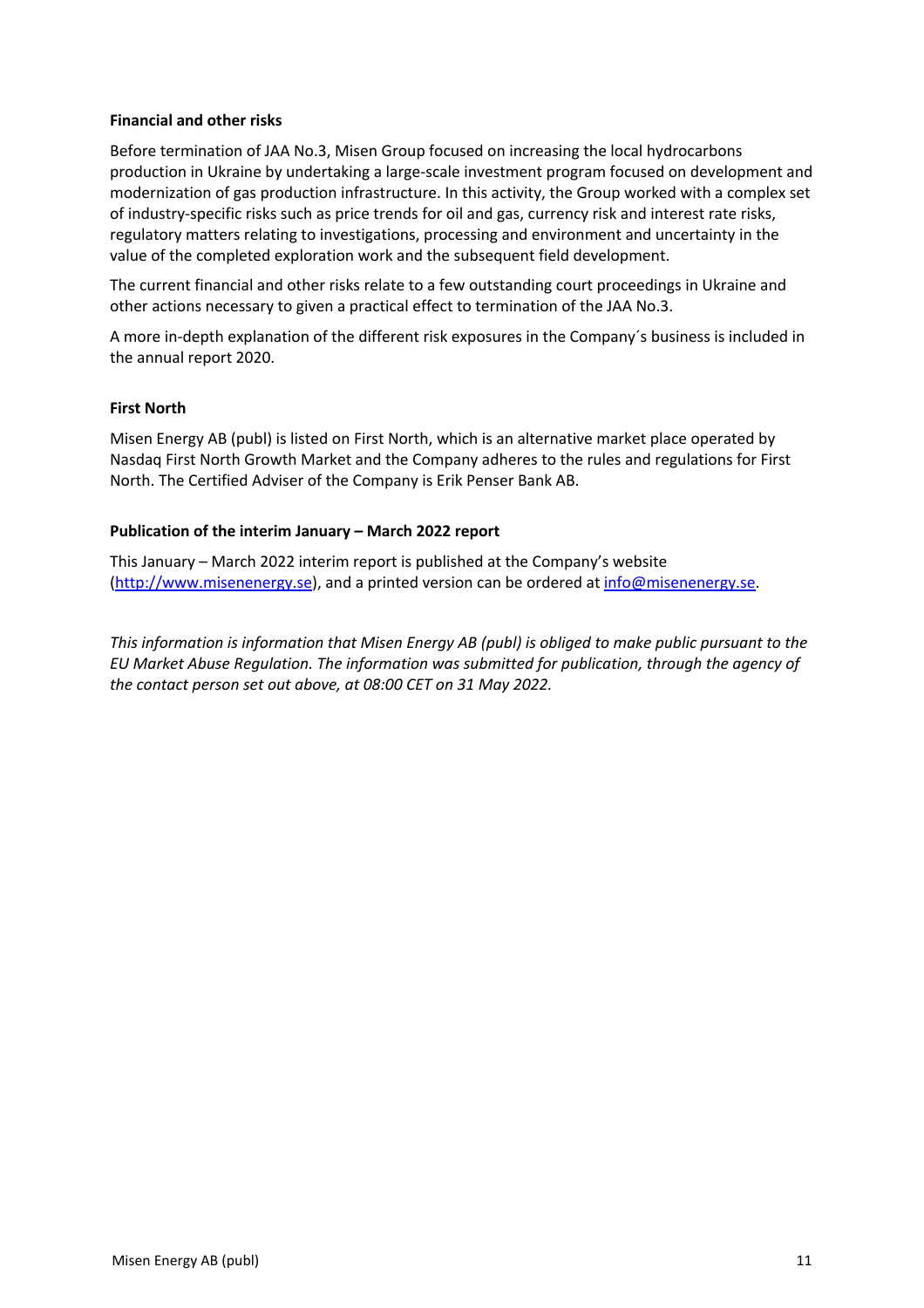**Financial and other risks**

Before termination of JAA No.3, Misen Group focused on increasing the local hydrocarbons production in Ukraine by undertaking a large-scale investment program focused on development and modernization of gas production infrastructure. In this activity, the Group worked with a complex set of industry-specific risks such as price trends for oil and gas, currency risk and interest rate risks, regulatory matters relating to investigations, processing and environment and uncertainty in the value of the completed exploration work and the subsequent field development.

The current financial and other risks relate to a few outstanding court proceedings in Ukraine and other actions necessary to given a practical effect to termination of the JAA No.3.

A more in-depth explanation of the different risk exposures in the Company´s business is included in the annual report 2020.

**First North**

Misen Energy AB (publ) is listed on First North, which is an alternative market place operated by Nasdaq First North Growth Market and the Company adheres to the rules and regulations for First North. The Certified Adviser of the Company is Erik Penser Bank AB.

**Publication of the interim January – March 2022 report**

This January – March 2022 interim report is published at the Company's website (http://www.misenenergy.se), and a printed version can be ordered at info@misenenergy.se.

*This information is information that Misen Energy AB (publ) is obliged to make public pursuant to the EU Market Abuse Regulation. The information was submitted for publication, through the agency of the contact person set out above, at 08:00 CET on 31 May 2022.*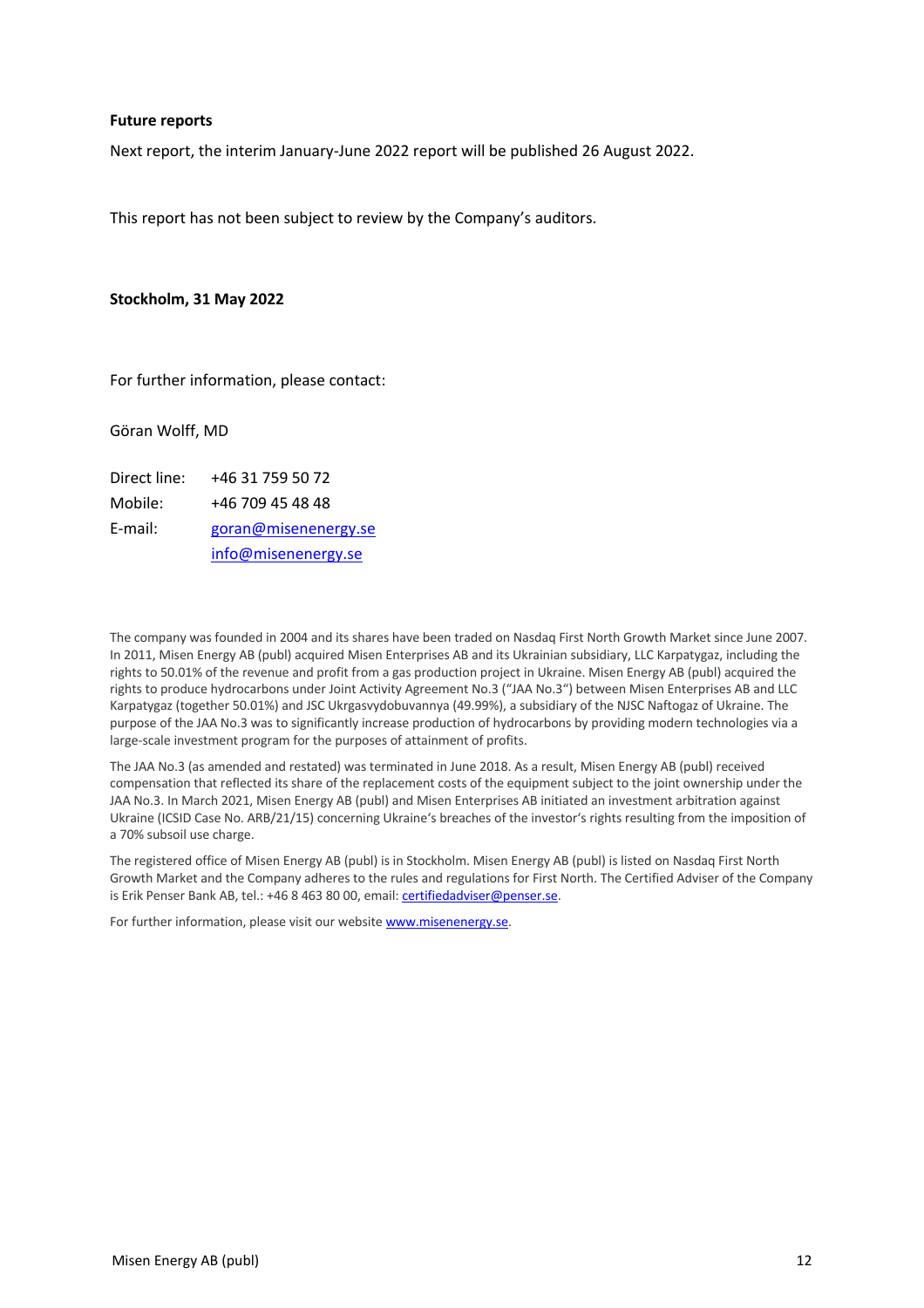**Future reports**

Next report, the interim January-June 2022 report will be published 26 August 2022.

This report has not been subject to review by the Company's auditors.

**Stockholm, 31 May 2022**

For further information, please contact:

Göran Wolff, MD

Direct line: +46 31 759 50 72
Mobile: +46 709 45 48 48
E-mail: goran@misenenergy.se
info@misenenergy.se

The company was founded in 2004 and its shares have been traded on Nasdaq First North Growth Market since June 2007. In 2011, Misen Energy AB (publ) acquired Misen Enterprises AB and its Ukrainian subsidiary, LLC Karpatygaz, including the rights to 50.01% of the revenue and profit from a gas production project in Ukraine. Misen Energy AB (publ) acquired the rights to produce hydrocarbons under Joint Activity Agreement No.3 ("JAA No.3") between Misen Enterprises AB and LLC Karpatygaz (together 50.01%) and JSC Ukrgasvydobuvannya (49.99%), a subsidiary of the NJSC Naftogaz of Ukraine. The purpose of the JAA No.3 was to significantly increase production of hydrocarbons by providing modern technologies via a large-scale investment program for the purposes of attainment of profits.

The JAA No.3 (as amended and restated) was terminated in June 2018. As a result, Misen Energy AB (publ) received compensation that reflected its share of the replacement costs of the equipment subject to the joint ownership under the JAA No.3. In March 2021, Misen Energy AB (publ) and Misen Enterprises AB initiated an investment arbitration against Ukraine (ICSID Case No. ARB/21/15) concerning Ukraine's breaches of the investor's rights resulting from the imposition of a 70% subsoil use charge.

The registered office of Misen Energy AB (publ) is in Stockholm. Misen Energy AB (publ) is listed on Nasdaq First North Growth Market and the Company adheres to the rules and regulations for First North. The Certified Adviser of the Company is Erik Penser Bank AB, tel.: +46 8 463 80 00, email: certifiedadviser@penser.se.

For further information, please visit our website www.misenenergy.se.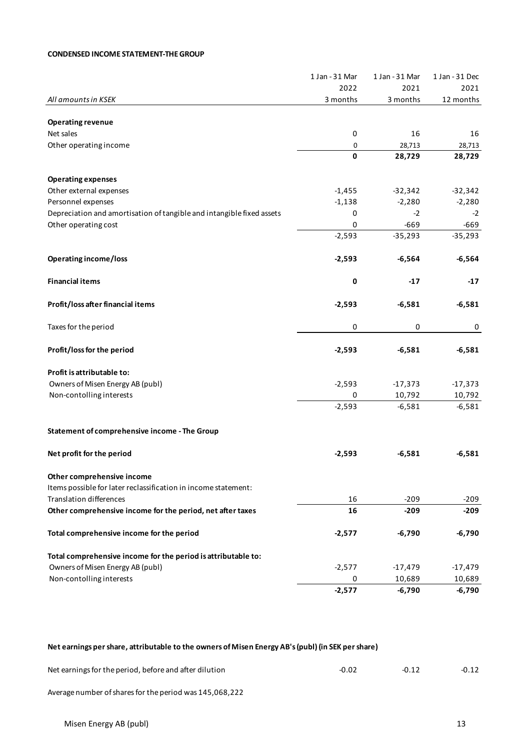**CONDENSED INCOME STATEMENT-THE GROUP**

| *All amounts in KSEK* | 1 Jan - 31 Mar 2022 3 months | 1 Jan - 31 Mar 2021 3 months | 1 Jan - 31 Dec 2021 12 months |
|---|---|---|---|
| **Operating revenue** | | | |
| Net sales | 0 | 16 | 16 |
| Other operating income | 0 | 28,713 | 28,713 |
| | **0** | **28,729** | **28,729** |
| **Operating expenses** | | | |
| Other external expenses | -1,455 | -32,342 | -32,342 |
| Personnel expenses | -1,138 | -2,280 | -2,280 |
| Depreciation and amortisation of tangible and intangible fixed assets | 0 | -2 | -2 |
| Other operating cost | 0 | -669 | -669 |
| | -2,593 | -35,293 | -35,293 |
| **Operating income/loss** | **-2,593** | **-6,564** | **-6,564** |
| **Financial items** | **0** | **-17** | **-17** |
| **Profit/loss after financial items** | **-2,593** | **-6,581** | **-6,581** |
| Taxes for the period | 0 | 0 | 0 |
| **Profit/loss for the period** | **-2,593** | **-6,581** | **-6,581** |
| **Profit is attributable to:** | | | |
| Owners of Misen Energy AB (publ) | -2,593 | -17,373 | -17,373 |
| Non-contolling interests | 0 | 10,792 | 10,792 |
| | -2,593 | -6,581 | -6,581 |
| **Statement of comprehensive income - The Group** | | | |
| **Net profit for the period** | **-2,593** | **-6,581** | **-6,581** |
| **Other comprehensive income** | | | |
| Items possible for later reclassification in income statement: | | | |
| Translation differences | 16 | -209 | -209 |
| **Other comprehensive income for the period, net after taxes** | **16** | **-209** | **-209** |
| **Total comprehensive income for the period** | **-2,577** | **-6,790** | **-6,790** |
| **Total comprehensive income for the period is attributable to:** | | | |
| Owners of Misen Energy AB (publ) | -2,577 | -17,479 | -17,479 |
| Non-contolling interests | 0 | 10,689 | 10,689 |
| | **-2,577** | **-6,790** | **-6,790** |

**Net earnings per share, attributable to the owners of Misen Energy AB's (publ) (in SEK per share)**

| | | | |
|---|---|---|---|
| Net earnings for the period, before and after dilution | -0.02 | -0.12 | -0.12 |

Average number of shares for the period was 145,068,222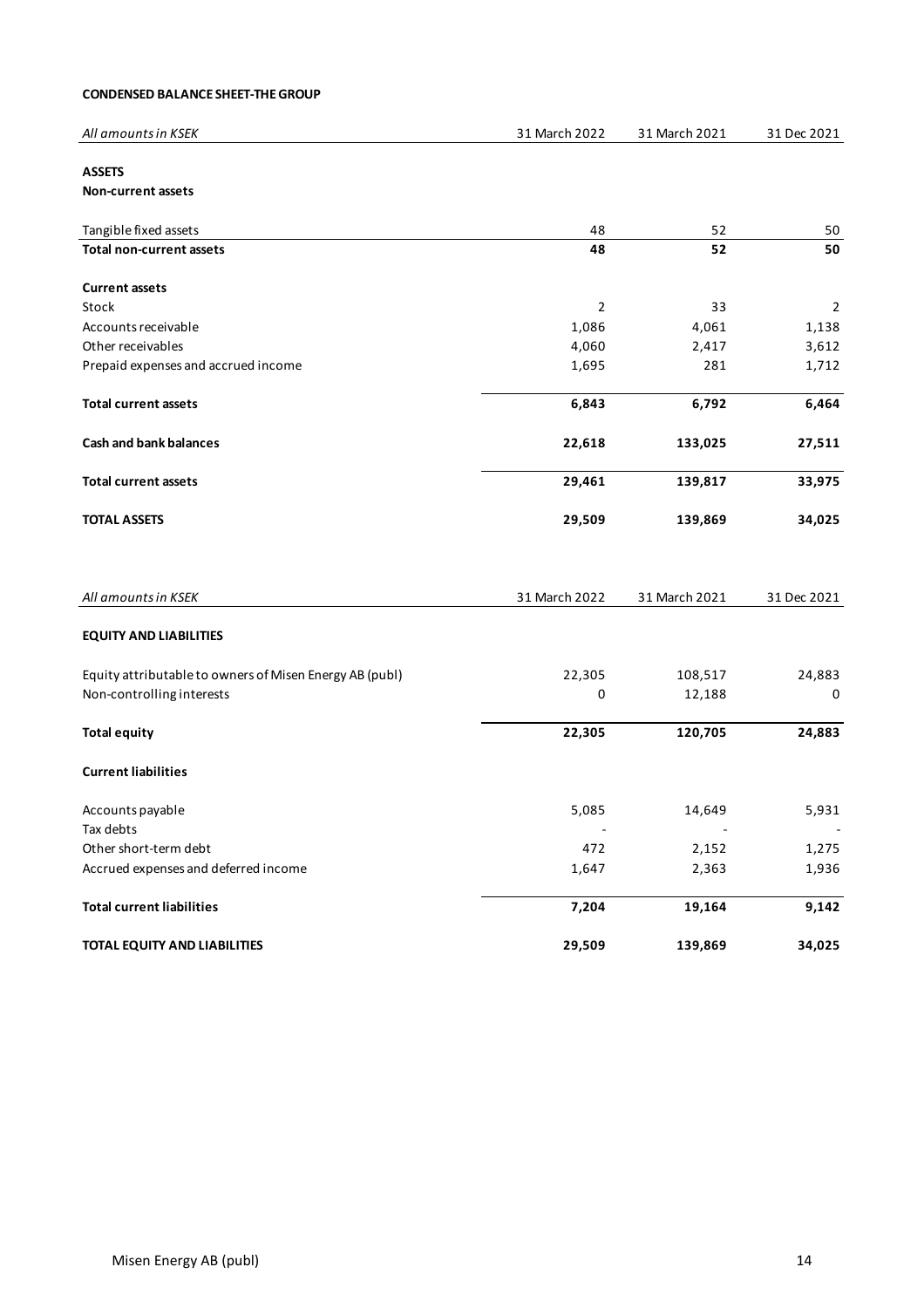**CONDENSED BALANCE SHEET-THE GROUP**

| *All amounts in KSEK* | 31 March 2022 | 31 March 2021 | 31 Dec 2021 |
|---|---|---|---|
| **ASSETS** | | | |
| **Non-current assets** | | | |
| Tangible fixed assets | 48 | 52 | 50 |
| **Total non-current assets** | **48** | **52** | **50** |
| **Current assets** | | | |
| Stock | 2 | 33 | 2 |
| Accounts receivable | 1,086 | 4,061 | 1,138 |
| Other receivables | 4,060 | 2,417 | 3,612 |
| Prepaid expenses and accrued income | 1,695 | 281 | 1,712 |
| **Total current assets** | **6,843** | **6,792** | **6,464** |
| **Cash and bank balances** | **22,618** | **133,025** | **27,511** |
| **Total current assets** | **29,461** | **139,817** | **33,975** |
| **TOTAL ASSETS** | **29,509** | **139,869** | **34,025** |

| *All amounts in KSEK* | 31 March 2022 | 31 March 2021 | 31 Dec 2021 |
|---|---|---|---|
| **EQUITY AND LIABILITIES** | | | |
| Equity attributable to owners of Misen Energy AB (publ) | 22,305 | 108,517 | 24,883 |
| Non-controlling interests | 0 | 12,188 | 0 |
| **Total equity** | **22,305** | **120,705** | **24,883** |
| **Current liabilities** | | | |
| Accounts payable | 5,085 | 14,649 | 5,931 |
| Tax debts | - | - | - |
| Other short-term debt | 472 | 2,152 | 1,275 |
| Accrued expenses and deferred income | 1,647 | 2,363 | 1,936 |
| **Total current liabilities** | **7,204** | **19,164** | **9,142** |
| **TOTAL EQUITY AND LIABILITIES** | **29,509** | **139,869** | **34,025** |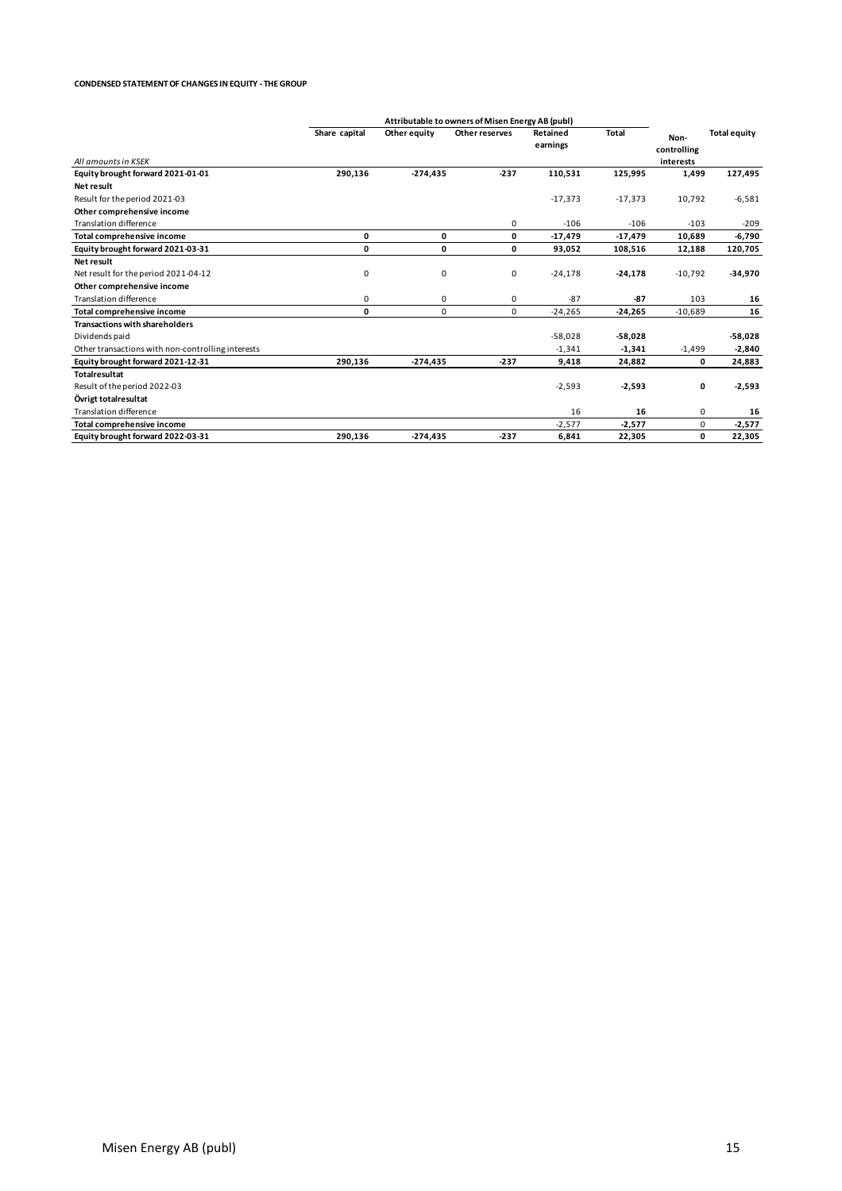**CONDENSED STATEMENT OF CHANGES IN EQUITY - THE GROUP**

| | Attributable to owners of Misen Energy AB (publ) | | | | | | |
|---|---|---|---|---|---|---|---|
| *All amounts in KSEK* | Share capital | Other equity | Other reserves | Retained earnings | Total | Non-controlling interests | Total equity |
| **Equity brought forward 2021-01-01** | **290,136** | **-274,435** | **-237** | **110,531** | **125,995** | **1,499** | **127,495** |
| **Net result** | | | | | | | |
| Result for the period 2021-03 | | | | -17,373 | -17,373 | 10,792 | -6,581 |
| **Other comprehensive income** | | | | | | | |
| Translation difference | | | 0 | -106 | -106 | -103 | -209 |
| **Total comprehensive income** | **0** | **0** | **0** | **-17,479** | **-17,479** | **10,689** | **-6,790** |
| **Equity brought forward 2021-03-31** | **0** | **0** | **0** | **93,052** | **108,516** | **12,188** | **120,705** |
| **Net result** | | | | | | | |
| Net result for the period 2021-04-12 | 0 | 0 | 0 | -24,178 | **-24,178** | -10,792 | **-34,970** |
| **Other comprehensive income** | | | | | | | |
| Translation difference | 0 | 0 | 0 | -87 | **-87** | 103 | **16** |
| **Total comprehensive income** | **0** | 0 | 0 | -24,265 | **-24,265** | -10,689 | **16** |
| **Transactions with shareholders** | | | | | | | |
| Dividends paid | | | | -58,028 | **-58,028** | | **-58,028** |
| Other transactions with non-controlling interests | | | | -1,341 | **-1,341** | -1,499 | **-2,840** |
| **Equity brought forward 2021-12-31** | **290,136** | **-274,435** | **-237** | **9,418** | **24,882** | **0** | **24,883** |
| **Totalresultat** | | | | | | | |
| Result of the period 2022-03 | | | | -2,593 | **-2,593** | **0** | **-2,593** |
| **Övrigt totalresultat** | | | | | | | |
| Translation difference | | | | 16 | **16** | 0 | **16** |
| **Total comprehensive income** | | | | -2,577 | **-2,577** | 0 | **-2,577** |
| **Equity brought forward 2022-03-31** | **290,136** | **-274,435** | **-237** | **6,841** | **22,305** | **0** | **22,305** |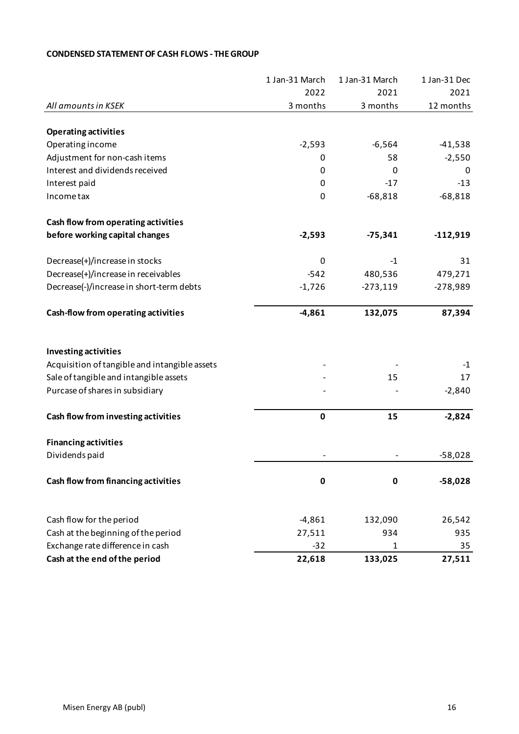**CONDENSED STATEMENT OF CASH FLOWS - THE GROUP**

| *All amounts in KSEK* | 1 Jan-31 March 2022 3 months | 1 Jan-31 March 2021 3 months | 1 Jan-31 Dec 2021 12 months |
|---|---|---|---|
| **Operating activities** | | | |
| Operating income | -2,593 | -6,564 | -41,538 |
| Adjustment for non-cash items | 0 | 58 | -2,550 |
| Interest and dividends received | 0 | 0 | 0 |
| Interest paid | 0 | -17 | -13 |
| Income tax | 0 | -68,818 | -68,818 |
| **Cash flow from operating activities before working capital changes** | **-2,593** | **-75,341** | **-112,919** |
| Decrease(+)/increase in stocks | 0 | -1 | 31 |
| Decrease(+)/increase in receivables | -542 | 480,536 | 479,271 |
| Decrease(-)/increase in short-term debts | -1,726 | -273,119 | -278,989 |
| **Cash-flow from operating activities** | **-4,861** | **132,075** | **87,394** |
| **Investing activities** | | | |
| Acquisition of tangible and intangible assets | - | - | -1 |
| Sale of tangible and intangible assets | - | 15 | 17 |
| Purcase of shares in subsidiary | - | - | -2,840 |
| **Cash flow from investing activities** | **0** | **15** | **-2,824** |
| **Financing activities** | | | |
| Dividends paid | - | - | -58,028 |
| **Cash flow from financing activities** | **0** | **0** | **-58,028** |
| Cash flow for the period | -4,861 | 132,090 | 26,542 |
| Cash at the beginning of the period | 27,511 | 934 | 935 |
| Exchange rate difference in cash | -32 | 1 | 35 |
| **Cash at the end of the period** | **22,618** | **133,025** | **27,511** |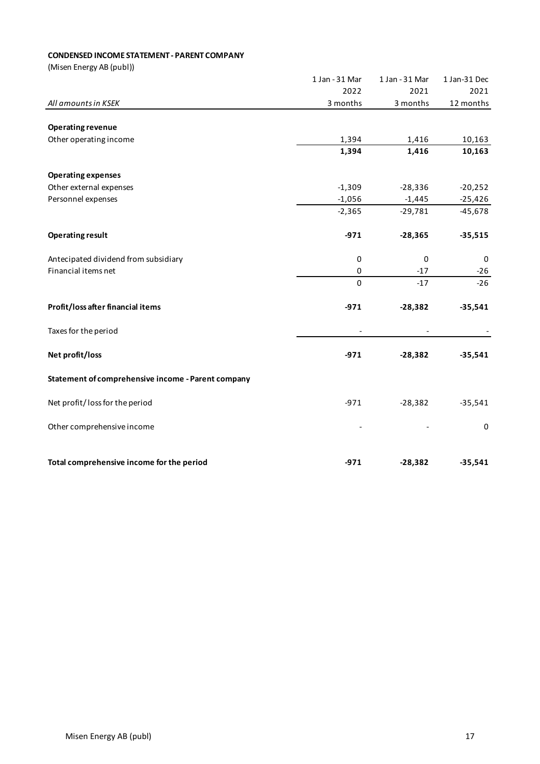**CONDENSED INCOME STATEMENT - PARENT COMPANY**

(Misen Energy AB (publ))

| *All amounts in KSEK* | 1 Jan - 31 Mar 2022 3 months | 1 Jan - 31 Mar 2021 3 months | 1 Jan-31 Dec 2021 12 months |
|---|---|---|---|
| **Operating revenue** | | | |
| Other operating income | 1,394 | 1,416 | 10,163 |
| | **1,394** | **1,416** | **10,163** |
| **Operating expenses** | | | |
| Other external expenses | -1,309 | -28,336 | -20,252 |
| Personnel expenses | -1,056 | -1,445 | -25,426 |
| | -2,365 | -29,781 | -45,678 |
| **Operating result** | **-971** | **-28,365** | **-35,515** |
| Antecipated dividend from subsidiary | 0 | 0 | 0 |
| Financial items net | 0 | -17 | -26 |
| | 0 | -17 | -26 |
| **Profit/loss after financial items** | **-971** | **-28,382** | **-35,541** |
| Taxes for the period | - | - | - |
| **Net profit/loss** | **-971** | **-28,382** | **-35,541** |
| **Statement of comprehensive income - Parent company** | | | |
| Net profit/ loss for the period | -971 | -28,382 | -35,541 |
| Other comprehensive income | - | - | 0 |
| **Total comprehensive income for the period** | **-971** | **-28,382** | **-35,541** |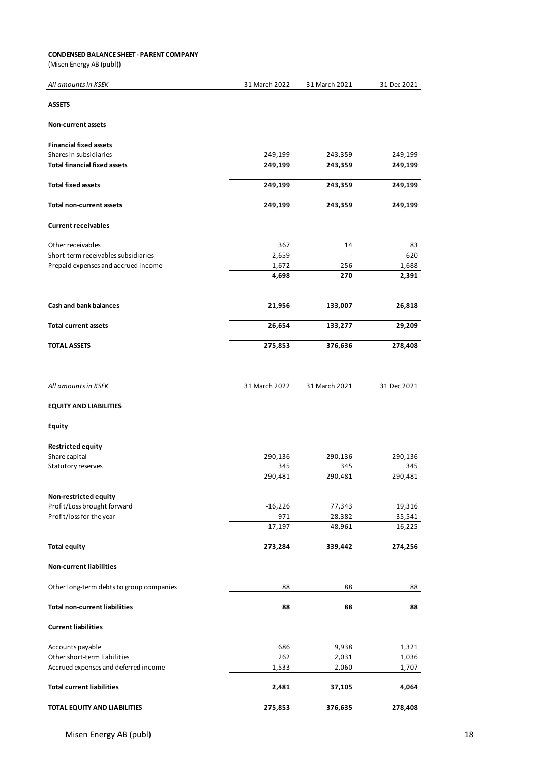**CONDENSED BALANCE SHEET - PARENT COMPANY**

(Misen Energy AB (publ))

| *All amounts in KSEK* | 31 March 2022 | 31 March 2021 | 31 Dec 2021 |
|---|---|---|---|
| **ASSETS** | | | |
| **Non-current assets** | | | |
| **Financial fixed assets** | | | |
| Shares in subsidiaries | 249,199 | 243,359 | 249,199 |
| **Total financial fixed assets** | **249,199** | **243,359** | **249,199** |
| **Total fixed assets** | **249,199** | **243,359** | **249,199** |
| **Total non-current assets** | **249,199** | **243,359** | **249,199** |
| **Current receivables** | | | |
| Other receivables | 367 | 14 | 83 |
| Short-term receivables subsidiaries | 2,659 | - | 620 |
| Prepaid expenses and accrued income | 1,672 | 256 | 1,688 |
| | **4,698** | **270** | **2,391** |
| **Cash and bank balances** | **21,956** | **133,007** | **26,818** |
| **Total current assets** | **26,654** | **133,277** | **29,209** |
| **TOTAL ASSETS** | **275,853** | **376,636** | **278,408** |

| *All amounts in KSEK* | 31 March 2022 | 31 March 2021 | 31 Dec 2021 |
|---|---|---|---|
| **EQUITY AND LIABILITIES** | | | |
| **Equity** | | | |
| **Restricted equity** | | | |
| Share capital | 290,136 | 290,136 | 290,136 |
| Statutory reserves | 345 | 345 | 345 |
| | 290,481 | 290,481 | 290,481 |
| **Non-restricted equity** | | | |
| Profit/Loss brought forward | -16,226 | 77,343 | 19,316 |
| Profit/loss for the year | -971 | -28,382 | -35,541 |
| | -17,197 | 48,961 | -16,225 |
| **Total equity** | **273,284** | **339,442** | **274,256** |
| **Non-current liabilities** | | | |
| Other long-term debts to group companies | 88 | 88 | 88 |
| **Total non-current liabilities** | **88** | **88** | **88** |
| **Current liabilities** | | | |
| Accounts payable | 686 | 9,938 | 1,321 |
| Other short-term liabilities | 262 | 2,031 | 1,036 |
| Accrued expenses and deferred income | 1,533 | 2,060 | 1,707 |
| **Total current liabilities** | **2,481** | **37,105** | **4,064** |
| **TOTAL EQUITY AND LIABILITIES** | **275,853** | **376,635** | **278,408** |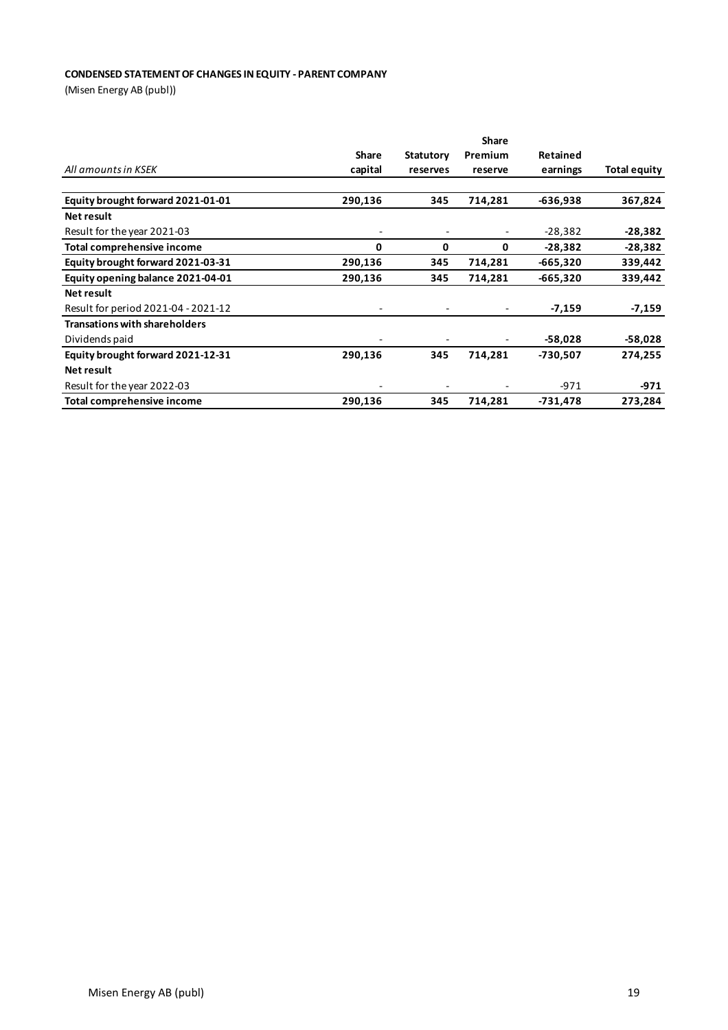**CONDENSED STATEMENT OF CHANGES IN EQUITY - PARENT COMPANY**

(Misen Energy AB (publ))

| *All amounts in KSEK* | Share capital | Statutory reserves | Share Premium reserve | Retained earnings | Total equity |
|---|---|---|---|---|---|
| **Equity brought forward 2021-01-01** | **290,136** | **345** | **714,281** | **-636,938** | **367,824** |
| **Net result** | | | | | |
| Result for the year 2021-03 | - | - | - | -28,382 | **-28,382** |
| **Total comprehensive income** | **0** | **0** | **0** | **-28,382** | **-28,382** |
| **Equity brought forward 2021-03-31** | **290,136** | **345** | **714,281** | **-665,320** | **339,442** |
| **Equity opening balance 2021-04-01** | **290,136** | **345** | **714,281** | **-665,320** | **339,442** |
| **Net result** | | | | | |
| Result for period 2021-04 - 2021-12 | - | - | - | **-7,159** | **-7,159** |
| **Transations with shareholders** | | | | | |
| Dividends paid | - | - | - | **-58,028** | **-58,028** |
| **Equity brought forward 2021-12-31** | **290,136** | **345** | **714,281** | **-730,507** | **274,255** |
| **Net result** | | | | | |
| Result for the year 2022-03 | - | - | - | -971 | **-971** |
| **Total comprehensive income** | **290,136** | **345** | **714,281** | **-731,478** | **273,284** |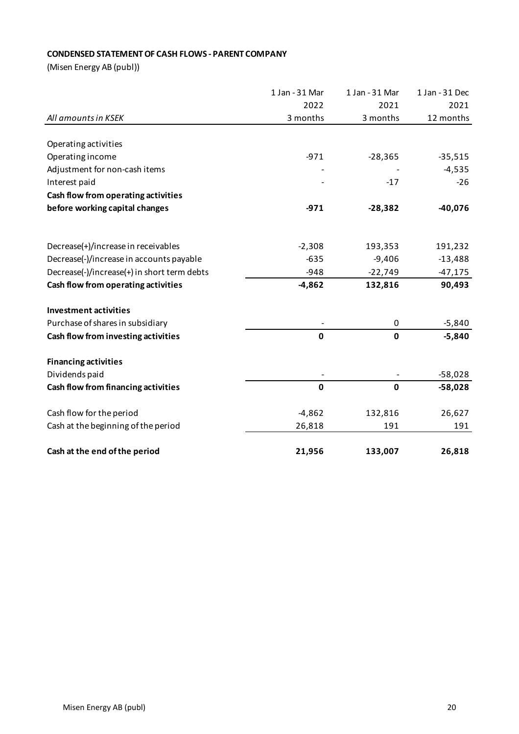**CONDENSED STATEMENT OF CASH FLOWS - PARENT COMPANY**

(Misen Energy AB (publ))

| *All amounts in KSEK* | 1 Jan - 31 Mar 2022 3 months | 1 Jan - 31 Mar 2021 3 months | 1 Jan - 31 Dec 2021 12 months |
|---|---|---|---|
| Operating activities | | | |
| Operating income | -971 | -28,365 | -35,515 |
| Adjustment for non-cash items | - | - | -4,535 |
| Interest paid | - | -17 | -26 |
| **Cash flow from operating activities before working capital changes** | **-971** | **-28,382** | **-40,076** |
| Decrease(+)/increase in receivables | -2,308 | 193,353 | 191,232 |
| Decrease(-)/increase in accounts payable | -635 | -9,406 | -13,488 |
| Decrease(-)/increase(+) in short term debts | -948 | -22,749 | -47,175 |
| **Cash flow from operating activities** | **-4,862** | **132,816** | **90,493** |
| **Investment activities** | | | |
| Purchase of shares in subsidiary | - | 0 | -5,840 |
| **Cash flow from investing activities** | **0** | **0** | **-5,840** |
| **Financing activities** | | | |
| Dividends paid | - | - | -58,028 |
| **Cash flow from financing activities** | **0** | **0** | **-58,028** |
| Cash flow for the period | -4,862 | 132,816 | 26,627 |
| Cash at the beginning of the period | 26,818 | 191 | 191 |
| **Cash at the end of the period** | **21,956** | **133,007** | **26,818** |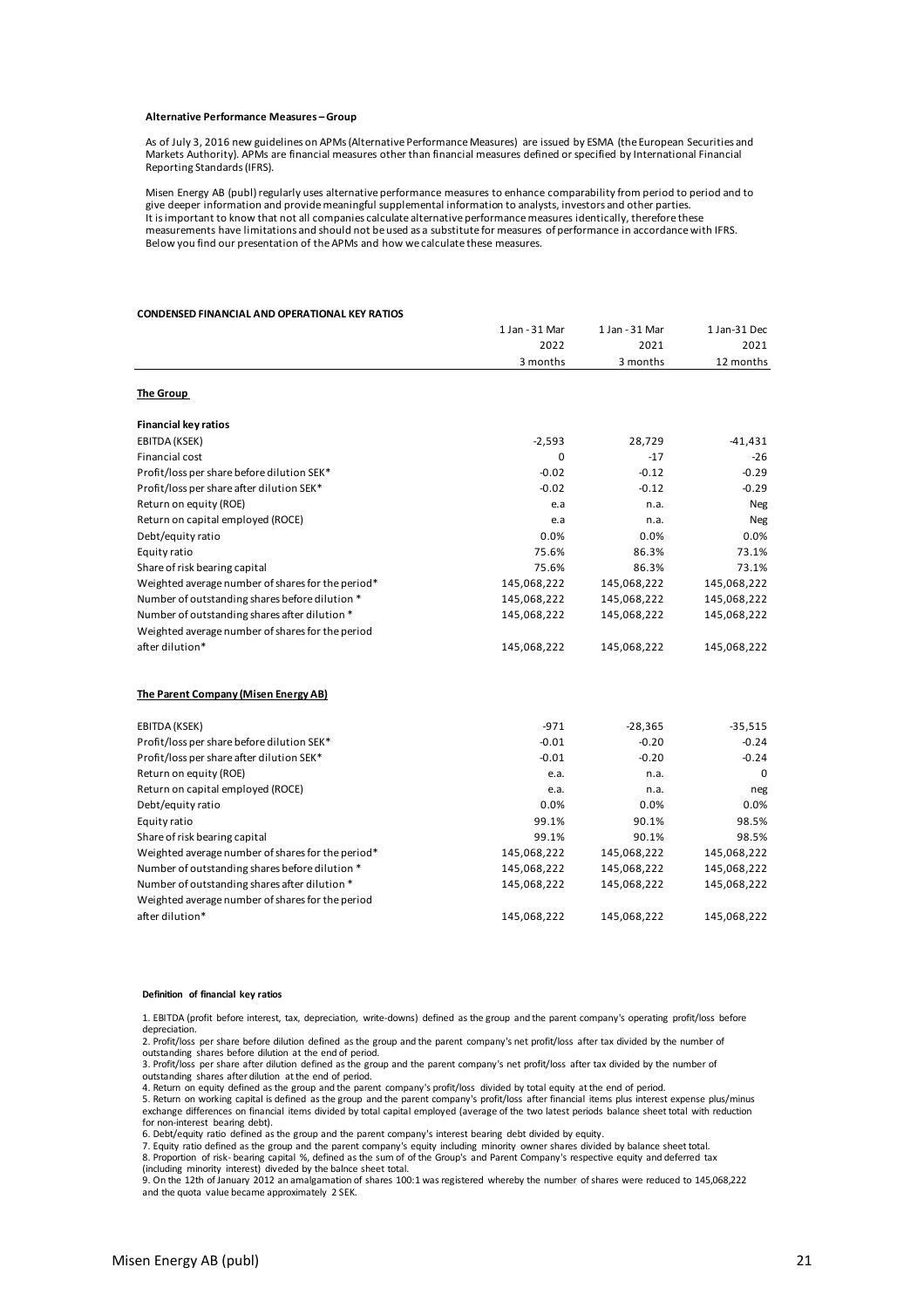**Alternative Performance Measures – Group**

As of July 3, 2016 new guidelines on APMs (Alternative Performance Measures) are issued by ESMA (the European Securities and Markets Authority). APMs are financial measures other than financial measures defined or specified by International Financial Reporting Standards (IFRS).

Misen Energy AB (publ) regularly uses alternative performance measures to enhance comparability from period to period and to give deeper information and provide meaningful supplemental information to analysts, investors and other parties.
It is important to know that not all companies calculate alternative performance measures identically, therefore these measurements have limitations and should not be used as a substitute for measures of performance in accordance with IFRS.
Below you find our presentation of the APMs and how we calculate these measures.

**CONDENSED FINANCIAL AND OPERATIONAL KEY RATIOS**

| | 1 Jan - 31 Mar 2022 3 months | 1 Jan - 31 Mar 2021 3 months | 1 Jan-31 Dec 2021 12 months |
|---|---|---|---|
| **The Group** | | | |
| **Financial key ratios** | | | |
| EBITDA (KSEK) | -2,593 | 28,729 | -41,431 |
| Financial cost | 0 | -17 | -26 |
| Profit/loss per share before dilution SEK* | -0.02 | -0.12 | -0.29 |
| Profit/loss per share after dilution SEK* | -0.02 | -0.12 | -0.29 |
| Return on equity (ROE) | e.a | n.a. | Neg |
| Return on capital employed (ROCE) | e.a | n.a. | Neg |
| Debt/equity ratio | 0.0% | 0.0% | 0.0% |
| Equity ratio | 75.6% | 86.3% | 73.1% |
| Share of risk bearing capital | 75.6% | 86.3% | 73.1% |
| Weighted average number of shares for the period* | 145,068,222 | 145,068,222 | 145,068,222 |
| Number of outstanding shares before dilution * | 145,068,222 | 145,068,222 | 145,068,222 |
| Number of outstanding shares after dilution * | 145,068,222 | 145,068,222 | 145,068,222 |
| Weighted average number of shares for the period after dilution* | 145,068,222 | 145,068,222 | 145,068,222 |
| **The Parent Company (Misen Energy AB)** | | | |
| EBITDA (KSEK) | -971 | -28,365 | -35,515 |
| Profit/loss per share before dilution SEK* | -0.01 | -0.20 | -0.24 |
| Profit/loss per share after dilution SEK* | -0.01 | -0.20 | -0.24 |
| Return on equity (ROE) | e.a. | n.a. | 0 |
| Return on capital employed (ROCE) | e.a. | n.a. | neg |
| Debt/equity ratio | 0.0% | 0.0% | 0.0% |
| Equity ratio | 99.1% | 90.1% | 98.5% |
| Share of risk bearing capital | 99.1% | 90.1% | 98.5% |
| Weighted average number of shares for the period* | 145,068,222 | 145,068,222 | 145,068,222 |
| Number of outstanding shares before dilution * | 145,068,222 | 145,068,222 | 145,068,222 |
| Number of outstanding shares after dilution * | 145,068,222 | 145,068,222 | 145,068,222 |
| Weighted average number of shares for the period after dilution* | 145,068,222 | 145,068,222 | 145,068,222 |

**Definition of financial key ratios**

1. EBITDA (profit before interest, tax, depreciation, write-downs) defined as the group and the parent company's operating profit/loss before depreciation.
2. Profit/loss per share before dilution defined as the group and the parent company's net profit/loss after tax divided by the number of outstanding shares before dilution at the end of period.
3. Profit/loss per share after dilution defined as the group and the parent company's net profit/loss after tax divided by the number of outstanding shares after dilution at the end of period.
4. Return on equity defined as the group and the parent company's profit/loss divided by total equity at the end of period.
5. Return on working capital is defined as the group and the parent company's profit/loss after financial items plus interest expense plus/minus exchange differences on financial items divided by total capital employed (average of the two latest periods balance sheet total with reduction for non-interest bearing debt).
6. Debt/equity ratio defined as the group and the parent company's interest bearing debt divided by equity.
7. Equity ratio defined as the group and the parent company's equity including minority owner shares divided by balance sheet total.
8. Proportion of risk- bearing capital %, defined as the sum of of the Group's and Parent Company's respective equity and deferred tax (including minority interest) diveded by the balnce sheet total.
9. On the 12th of January 2012 an amalgamation of shares 100:1 was registered whereby the number of shares were reduced to 145,068,222 and the quota value became approximately 2 SEK.